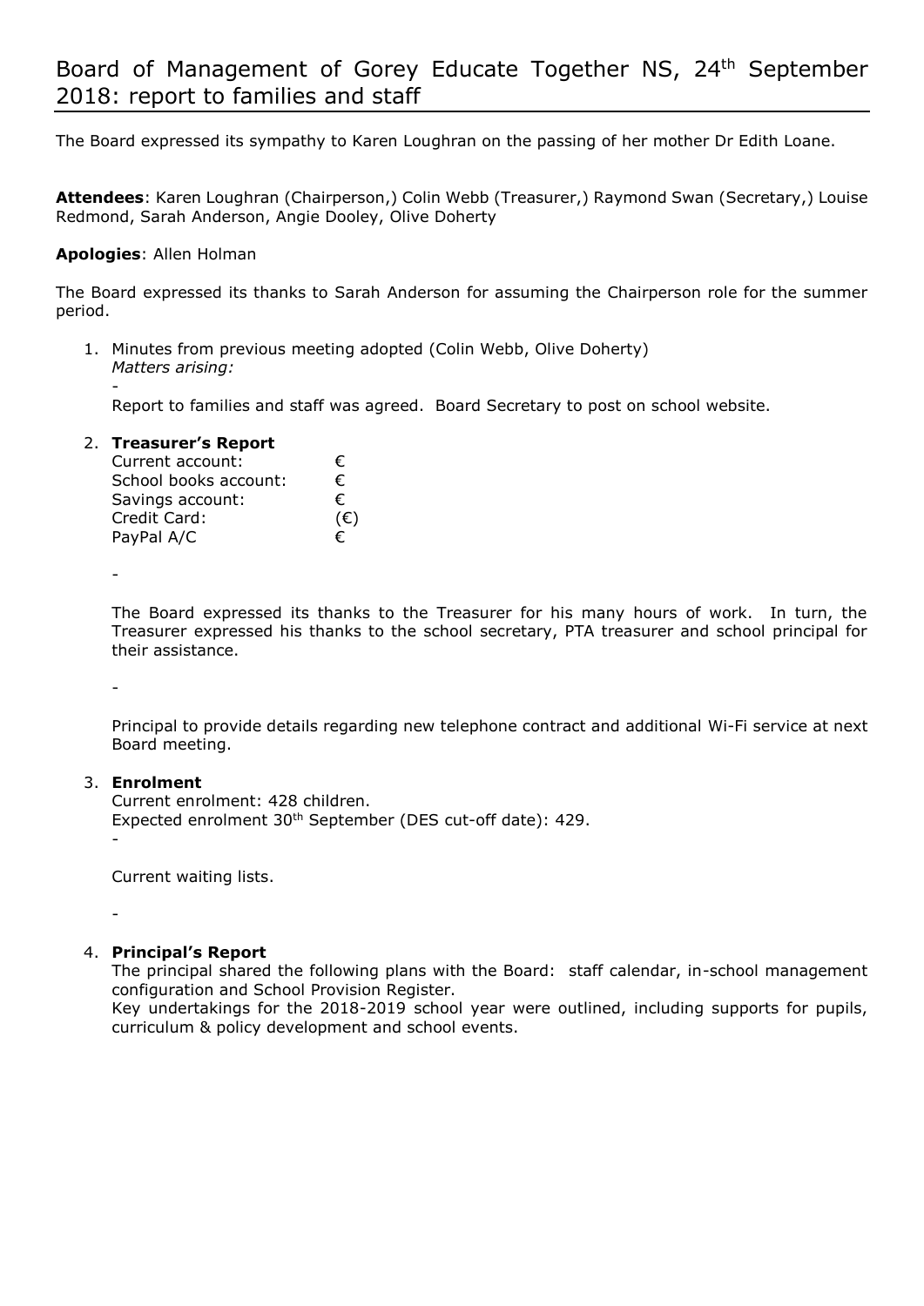# Board of Management of Gorey Educate Together NS, 24th September 2018: report to families and staff

The Board expressed its sympathy to Karen Loughran on the passing of her mother Dr Edith Loane.

**Attendees**: Karen Loughran (Chairperson,) Colin Webb (Treasurer,) Raymond Swan (Secretary,) Louise Redmond, Sarah Anderson, Angie Dooley, Olive Doherty

**Apologies**: Allen Holman

The Board expressed its thanks to Sarah Anderson for assuming the Chairperson role for the summer period.

1. Minutes from previous meeting adopted (Colin Webb, Olive Doherty)
   *Matters arising:*
   -
   Report to families and staff was agreed. Board Secretary to post on school website.

2. **Treasurer's Report**

   | | |
   |---|---|
   | Current account: | € |
   | School books account: | € |
   | Savings account: | € |
   | Credit Card: | (€) |
   | PayPal A/C | € |

   -

   The Board expressed its thanks to the Treasurer for his many hours of work. In turn, the Treasurer expressed his thanks to the school secretary, PTA treasurer and school principal for their assistance.

   -

   Principal to provide details regarding new telephone contract and additional Wi-Fi service at next Board meeting.

3. **Enrolment**
   Current enrolment: 428 children.
   Expected enrolment 30th September (DES cut-off date): 429.
   -

   Current waiting lists.

   -

4. **Principal's Report**
   The principal shared the following plans with the Board: staff calendar, in-school management configuration and School Provision Register.
   Key undertakings for the 2018-2019 school year were outlined, including supports for pupils, curriculum & policy development and school events.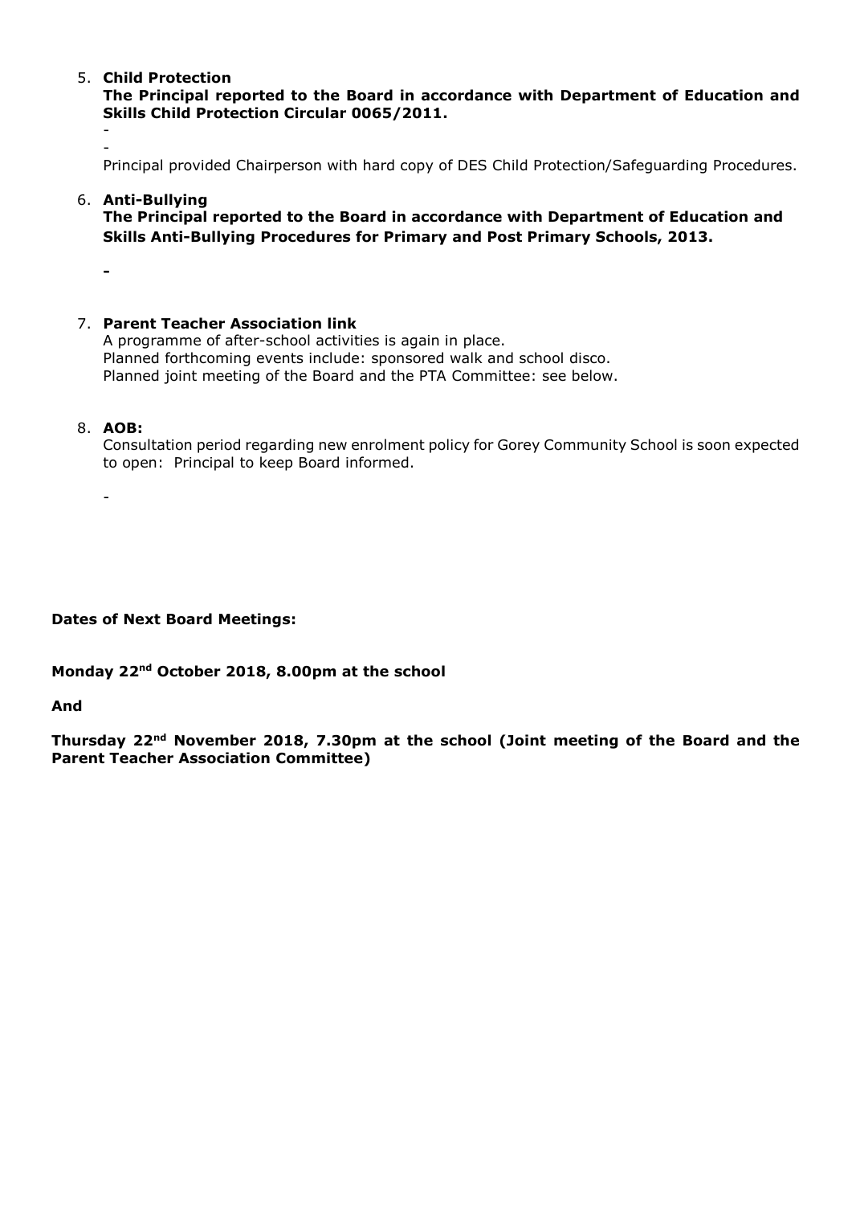5. **Child Protection**
   **The Principal reported to the Board in accordance with Department of Education and Skills Child Protection Circular 0065/2011.**
   -
   -
   Principal provided Chairperson with hard copy of DES Child Protection/Safeguarding Procedures.

6. **Anti-Bullying**
   **The Principal reported to the Board in accordance with Department of Education and Skills Anti-Bullying Procedures for Primary and Post Primary Schools, 2013.**

   **-**

7. **Parent Teacher Association link**
   A programme of after-school activities is again in place.
   Planned forthcoming events include: sponsored walk and school disco.
   Planned joint meeting of the Board and the PTA Committee: see below.

8. **AOB:**
   Consultation period regarding new enrolment policy for Gorey Community School is soon expected to open: Principal to keep Board informed.

   -

**Dates of Next Board Meetings:**

**Monday 22nd October 2018, 8.00pm at the school**

**And**

**Thursday 22nd November 2018, 7.30pm at the school (Joint meeting of the Board and the Parent Teacher Association Committee)**